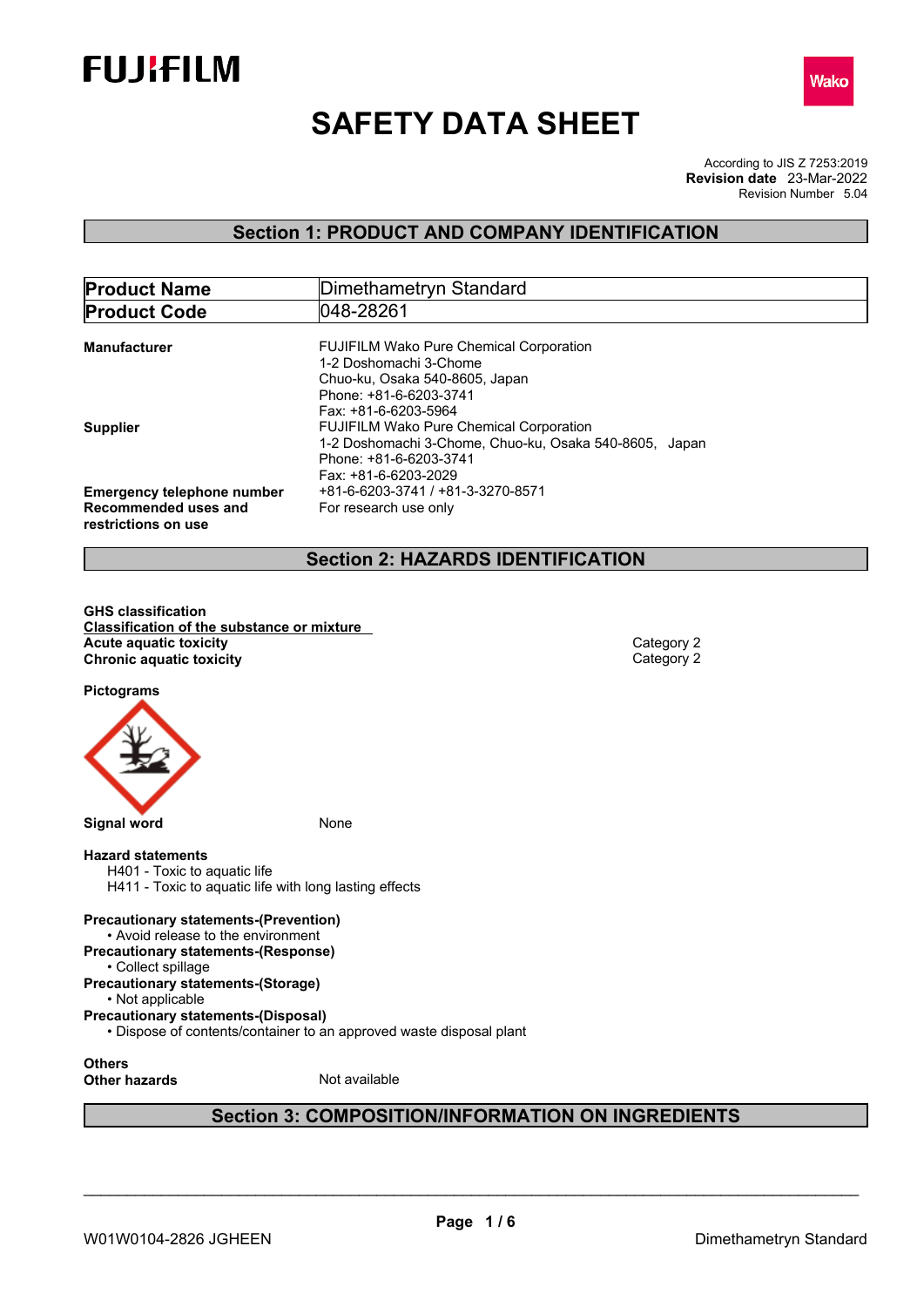FUJIFILM

Wako

# SAFETY DATA SHEET

According to JIS Z 7253:2019
**Revision date** 23-Mar-2022
Revision Number 5.04

## Section 1: PRODUCT AND COMPANY IDENTIFICATION

| **Product Name** | Dimethametryn Standard |
|---|---|
| **Product Code** | 048-28261 |

**Manufacturer**
FUJIFILM Wako Pure Chemical Corporation
1-2 Doshomachi 3-Chome
Chuo-ku, Osaka 540-8605, Japan
Phone: +81-6-6203-3741
Fax: +81-6-6203-5964

**Supplier**
FUJIFILM Wako Pure Chemical Corporation
1-2 Doshomachi 3-Chome, Chuo-ku, Osaka 540-8605, Japan
Phone: +81-6-6203-3741
Fax: +81-6-6203-2029

**Emergency telephone number** +81-6-6203-3741 / +81-3-3270-8571

**Recommended uses and restrictions on use** For research use only

## Section 2: HAZARDS IDENTIFICATION

**GHS classification**

**Classification of the substance or mixture**

| | |
|---|---|
| **Acute aquatic toxicity** | Category 2 |
| **Chronic aquatic toxicity** | Category 2 |

**Pictograms**

**Signal word** None

**Hazard statements**

H401 - Toxic to aquatic life
H411 - Toxic to aquatic life with long lasting effects

**Precautionary statements-(Prevention)**
- Avoid release to the environment

**Precautionary statements-(Response)**
- Collect spillage

**Precautionary statements-(Storage)**
- Not applicable

**Precautionary statements-(Disposal)**
- Dispose of contents/container to an approved waste disposal plant

**Others**

**Other hazards** Not available

## Section 3: COMPOSITION/INFORMATION ON INGREDIENTS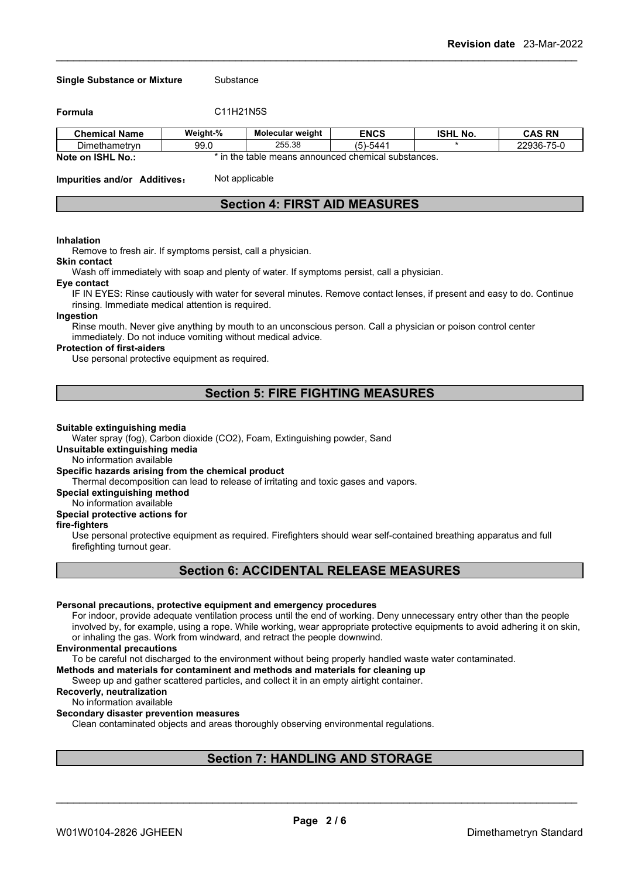**Single Substance or Mixture** Substance

**Formula** $C_{11}H_{21}N_5S$

| Chemical Name | Weight-% | Molecular weight | ENCS | ISHL No. | CAS RN |
|---|---|---|---|---|---|
| Dimethametryn | 99.0 | 255.38 | (5)-5441 | * | 22936-75-0 |

**Note on ISHL No.:** * in the table means announced chemical substances.

**Impurities and/or Additives:** Not applicable

## Section 4: FIRST AID MEASURES

**Inhalation**
Remove to fresh air. If symptoms persist, call a physician.

**Skin contact**
Wash off immediately with soap and plenty of water. If symptoms persist, call a physician.

**Eye contact**
IF IN EYES: Rinse cautiously with water for several minutes. Remove contact lenses, if present and easy to do. Continue rinsing. Immediate medical attention is required.

**Ingestion**
Rinse mouth. Never give anything by mouth to an unconscious person. Call a physician or poison control center immediately. Do not induce vomiting without medical advice.

**Protection of first-aiders**
Use personal protective equipment as required.

## Section 5: FIRE FIGHTING MEASURES

**Suitable extinguishing media**
Water spray (fog), Carbon dioxide ($CO_2$), Foam, Extinguishing powder, Sand

**Unsuitable extinguishing media**
No information available

**Specific hazards arising from the chemical product**
Thermal decomposition can lead to release of irritating and toxic gases and vapors.

**Special extinguishing method**
No information available

**Special protective actions for fire-fighters**
Use personal protective equipment as required. Firefighters should wear self-contained breathing apparatus and full firefighting turnout gear.

## Section 6: ACCIDENTAL RELEASE MEASURES

**Personal precautions, protective equipment and emergency procedures**
For indoor, provide adequate ventilation process until the end of working. Deny unnecessary entry other than the people involved by, for example, using a rope. While working, wear appropriate protective equipments to avoid adhering it on skin, or inhaling the gas. Work from windward, and retract the people downwind.

**Environmental precautions**
To be careful not discharged to the environment without being properly handled waste water contaminated.

**Methods and materials for contaminent and methods and materials for cleaning up**
Sweep up and gather scattered particles, and collect it in an empty airtight container.

**Recoverly, neutralization**
No information available

**Secondary disaster prevention measures**
Clean contaminated objects and areas thoroughly observing environmental regulations.

## Section 7: HANDLING AND STORAGE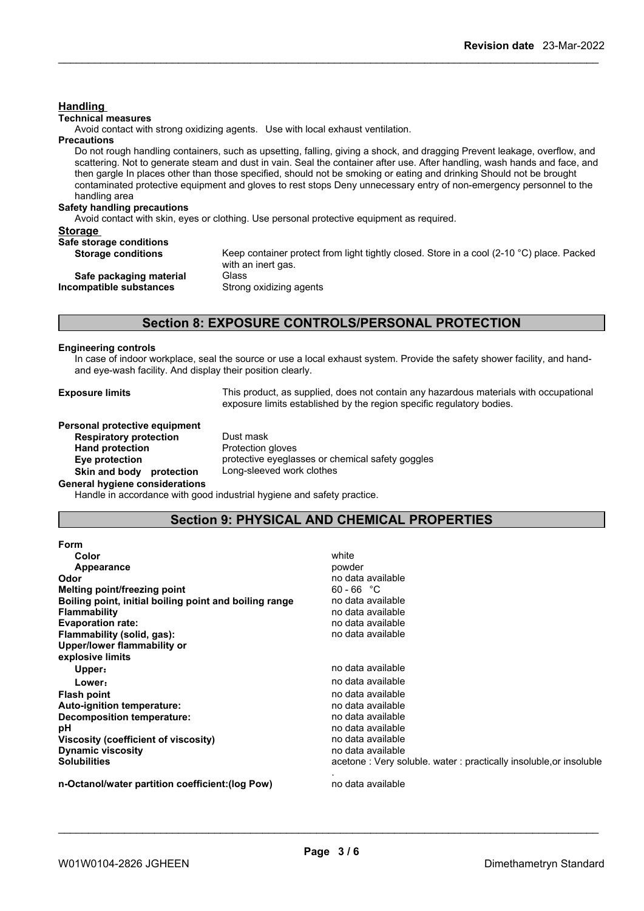## Handling

**Technical measures**

Avoid contact with strong oxidizing agents. Use with local exhaust ventilation.

**Precautions**

Do not rough handling containers, such as upsetting, falling, giving a shock, and dragging Prevent leakage, overflow, and scattering. Not to generate steam and dust in vain. Seal the container after use. After handling, wash hands and face, and then gargle In places other than those specified, should not be smoking or eating and drinking Should not be brought contaminated protective equipment and gloves to rest stops Deny unnecessary entry of non-emergency personnel to the handling area

**Safety handling precautions**

Avoid contact with skin, eyes or clothing. Use personal protective equipment as required.

## Storage

**Safe storage conditions**

| | |
|---|---|
| **Storage conditions** | Keep container protect from light tightly closed. Store in a cool (2-10 °C) place. Packed with an inert gas. |
| **Safe packaging material** | Glass |
| **Incompatible substances** | Strong oxidizing agents |

## Section 8: EXPOSURE CONTROLS/PERSONAL PROTECTION

**Engineering controls**

In case of indoor workplace, seal the source or use a local exhaust system. Provide the safety shower facility, and hand- and eye-wash facility. And display their position clearly.

**Exposure limits** This product, as supplied, does not contain any hazardous materials with occupational exposure limits established by the region specific regulatory bodies.

**Personal protective equipment**

| | |
|---|---|
| **Respiratory protection** | Dust mask |
| **Hand protection** | Protection gloves |
| **Eye protection** | protective eyeglasses or chemical safety goggles |
| **Skin and body protection** | Long-sleeved work clothes |

**General hygiene considerations**

Handle in accordance with good industrial hygiene and safety practice.

## Section 9: PHYSICAL AND CHEMICAL PROPERTIES

| | |
|---|---|
| **Form** | |
| **Color** | white |
| **Appearance** | powder |
| **Odor** | no data available |
| **Melting point/freezing point** | 60 - 66 °C |
| **Boiling point, initial boiling point and boiling range** | no data available |
| **Flammability** | no data available |
| **Evaporation rate:** | no data available |
| **Flammability (solid, gas):** | no data available |
| **Upper/lower flammability or explosive limits** | |
| **Upper:** | no data available |
| **Lower:** | no data available |
| **Flash point** | no data available |
| **Auto-ignition temperature:** | no data available |
| **Decomposition temperature:** | no data available |
| **pH** | no data available |
| **Viscosity (coefficient of viscosity)** | no data available |
| **Dynamic viscosity** | no data available |
| **Solubilities** | acetone : Very soluble. water : practically insoluble,or insoluble . |
| **n-Octanol/water partition coefficient:(log Pow)** | no data available |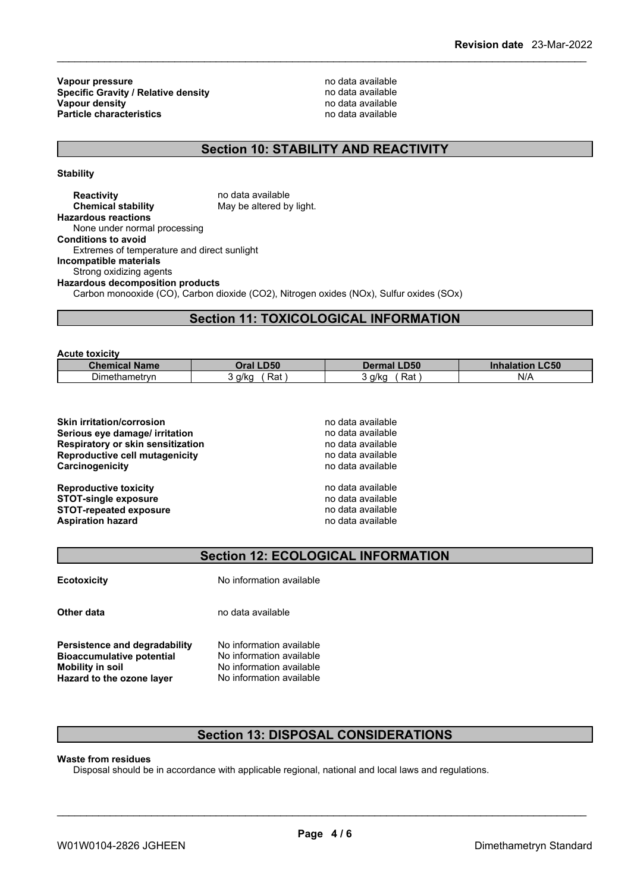**Vapour pressure** no data available
**Specific Gravity / Relative density** no data available
**Vapour density** no data available
**Particle characteristics** no data available

## Section 10: STABILITY AND REACTIVITY

**Stability**

**Reactivity** no data available
**Chemical stability** May be altered by light.

**Hazardous reactions**
None under normal processing

**Conditions to avoid**
Extremes of temperature and direct sunlight

**Incompatible materials**
Strong oxidizing agents

**Hazardous decomposition products**
Carbon monooxide (CO), Carbon dioxide ($CO_2$), Nitrogen oxides (NOx), Sulfur oxides (SOx)

## Section 11: TOXICOLOGICAL INFORMATION

**Acute toxicity**

| Chemical Name | Oral LD50 | Dermal LD50 | Inhalation LC50 |
|---|---|---|---|
| Dimethametryn | 3 g/kg ( Rat ) | 3 g/kg ( Rat ) | N/A |

**Skin irritation/corrosion** no data available
**Serious eye damage/ irritation** no data available
**Respiratory or skin sensitization** no data available
**Reproductive cell mutagenicity** no data available
**Carcinogenicity** no data available

**Reproductive toxicity** no data available
**STOT-single exposure** no data available
**STOT-repeated exposure** no data available
**Aspiration hazard** no data available

## Section 12: ECOLOGICAL INFORMATION

**Ecotoxicity** No information available

**Other data** no data available

**Persistence and degradability** No information available
**Bioaccumulative potential** No information available
**Mobility in soil** No information available
**Hazard to the ozone layer** No information available

## Section 13: DISPOSAL CONSIDERATIONS

**Waste from residues**
Disposal should be in accordance with applicable regional, national and local laws and regulations.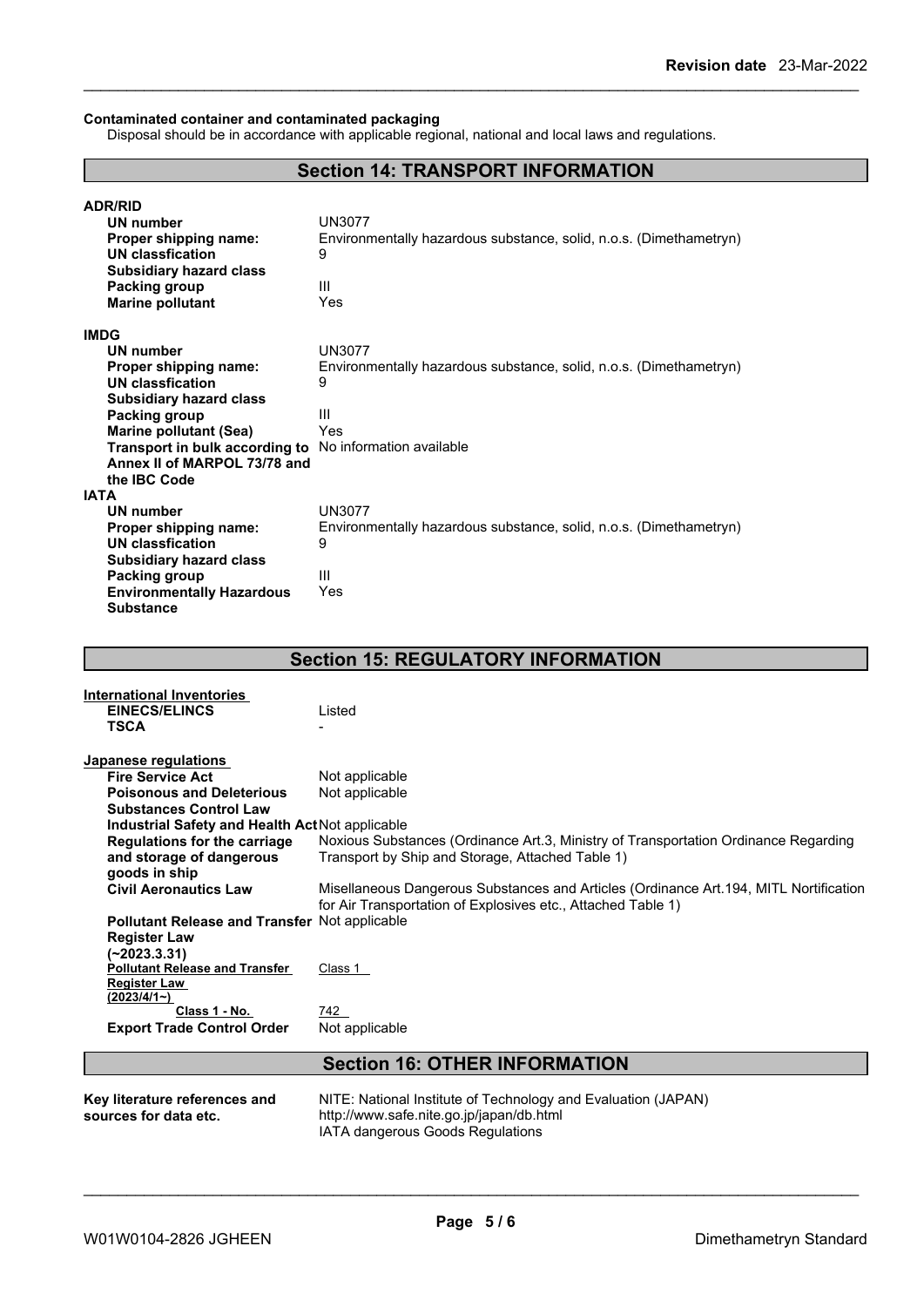**Contaminated container and contaminated packaging**

Disposal should be in accordance with applicable regional, national and local laws and regulations.

## Section 14: TRANSPORT INFORMATION

**ADR/RID**

| | |
|---|---|
| **UN number** | UN3077 |
| **Proper shipping name:** | Environmentally hazardous substance, solid, n.o.s. (Dimethametryn) |
| **UN classfication** | 9 |
| **Subsidiary hazard class** | |
| **Packing group** | III |
| **Marine pollutant** | Yes |

**IMDG**

| | |
|---|---|
| **UN number** | UN3077 |
| **Proper shipping name:** | Environmentally hazardous substance, solid, n.o.s. (Dimethametryn) |
| **UN classfication** | 9 |
| **Subsidiary hazard class** | |
| **Packing group** | III |
| **Marine pollutant (Sea)** | Yes |
| **Transport in bulk according to Annex II of MARPOL 73/78 and the IBC Code** | No information available |

**IATA**

| | |
|---|---|
| **UN number** | UN3077 |
| **Proper shipping name:** | Environmentally hazardous substance, solid, n.o.s. (Dimethametryn) |
| **UN classfication** | 9 |
| **Subsidiary hazard class** | |
| **Packing group** | III |
| **Environmentally Hazardous Substance** | Yes |

## Section 15: REGULATORY INFORMATION

**International Inventories**

| | |
|---|---|
| **EINECS/ELINCS** | Listed |
| **TSCA** | - |

**Japanese regulations**

| | |
|---|---|
| **Fire Service Act** | Not applicable |
| **Poisonous and Deleterious Substances Control Law** | Not applicable |
| **Industrial Safety and Health Act** | Not applicable |
| **Regulations for the carriage and storage of dangerous goods in ship** | Noxious Substances (Ordinance Art.3, Ministry of Transportation Ordinance Regarding Transport by Ship and Storage, Attached Table 1) |
| **Civil Aeronautics Law** | Misellaneous Dangerous Substances and Articles (Ordinance Art.194, MITL Nortification for Air Transportation of Explosives etc., Attached Table 1) |
| **Pollutant Release and Transfer Register Law (~2023.3.31)** | Not applicable |
| **Pollutant Release and Transfer Register Law (2023/4/1~)** | Class 1 |
| **Class 1 - No.** | 742 |
| **Export Trade Control Order** | Not applicable |

## Section 16: OTHER INFORMATION

| | |
|---|---|
| **Key literature references and sources for data etc.** | NITE: National Institute of Technology and Evaluation (JAPAN)<br>http://www.safe.nite.go.jp/japan/db.html<br>IATA dangerous Goods Regulations |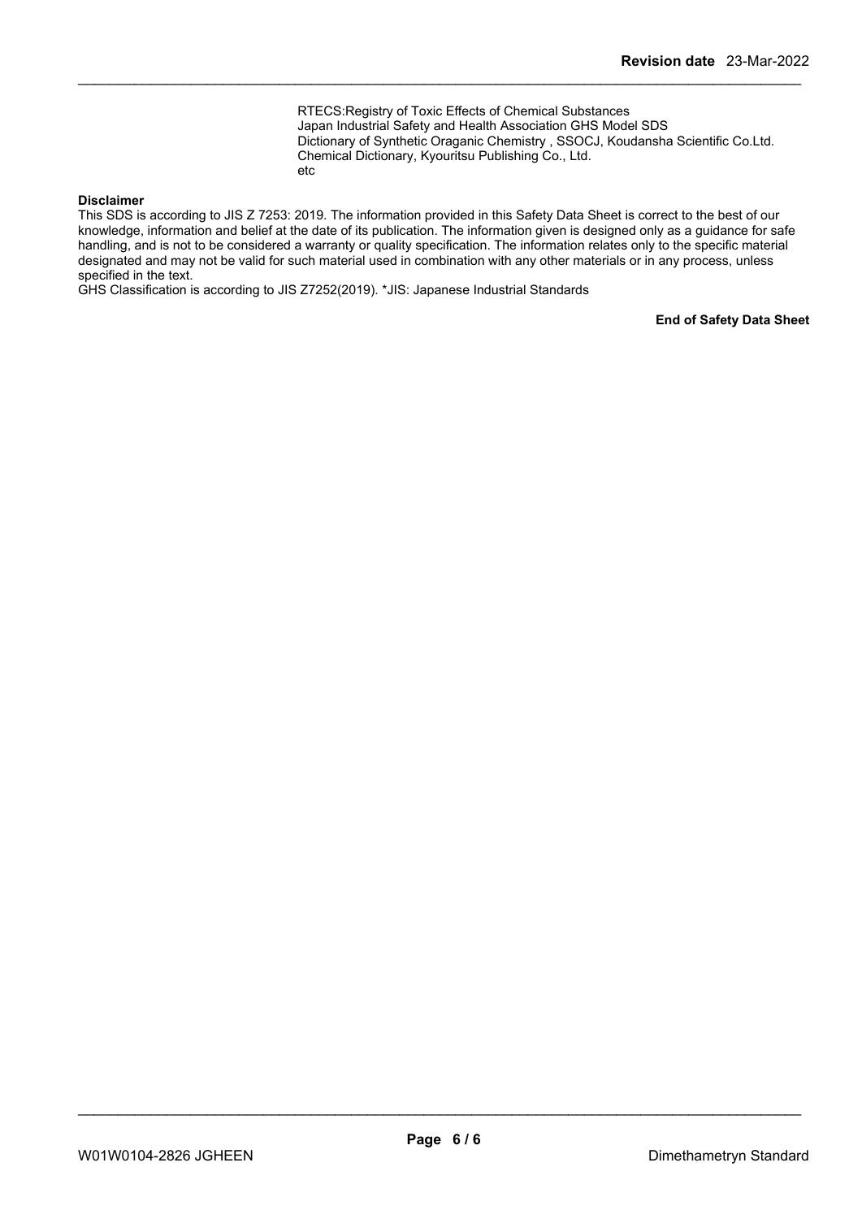RTECS:Registry of Toxic Effects of Chemical Substances
Japan Industrial Safety and Health Association GHS Model SDS
Dictionary of Synthetic Oraganic Chemistry , SSOCJ, Koudansha Scientific Co.Ltd.
Chemical Dictionary, Kyouritsu Publishing Co., Ltd.
etc

**Disclaimer**

This SDS is according to JIS Z 7253: 2019. The information provided in this Safety Data Sheet is correct to the best of our knowledge, information and belief at the date of its publication. The information given is designed only as a guidance for safe handling, and is not to be considered a warranty or quality specification. The information relates only to the specific material designated and may not be valid for such material used in combination with any other materials or in any process, unless specified in the text.

GHS Classification is according to JIS Z7252(2019). *JIS: Japanese Industrial Standards

**End of Safety Data Sheet**